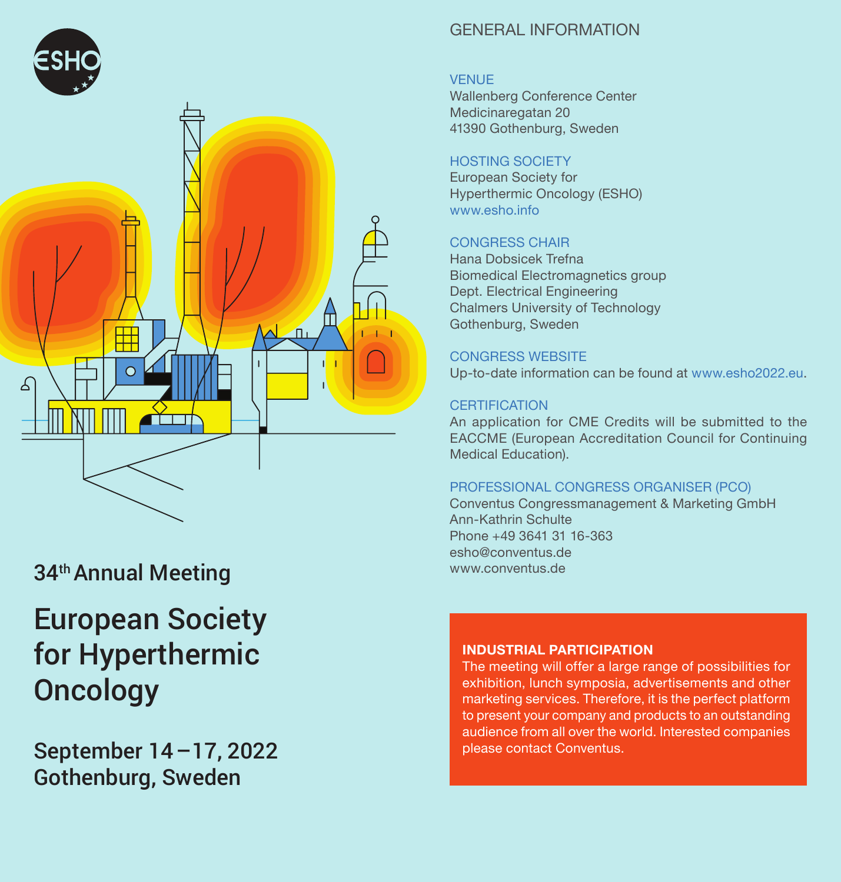ESHO

34th Annual Meeting

# European Society for Hyperthermic Oncology

## September 14 – 17, 2022
## Gothenburg, Sweden

## GENERAL INFORMATION

### VENUE
Wallenberg Conference Center
Medicinaregatan 20
41390 Gothenburg, Sweden

### HOSTING SOCIETY
European Society for
Hyperthermic Oncology (ESHO)
www.esho.info

### CONGRESS CHAIR
Hana Dobsicek Trefna
Biomedical Electromagnetics group
Dept. Electrical Engineering
Chalmers University of Technology
Gothenburg, Sweden

### CONGRESS WEBSITE
Up-to-date information can be found at www.esho2022.eu.

### CERTIFICATION
An application for CME Credits will be submitted to the EACCME (European Accreditation Council for Continuing Medical Education).

### PROFESSIONAL CONGRESS ORGANISER (PCO)
Conventus Congressmanagement & Marketing GmbH
Ann-Kathrin Schulte
Phone +49 3641 31 16-363
esho@conventus.de
www.conventus.de

**INDUSTRIAL PARTICIPATION**
The meeting will offer a large range of possibilities for exhibition, lunch symposia, advertisements and other marketing services. Therefore, it is the perfect platform to present your company and products to an outstanding audience from all over the world. Interested companies please contact Conventus.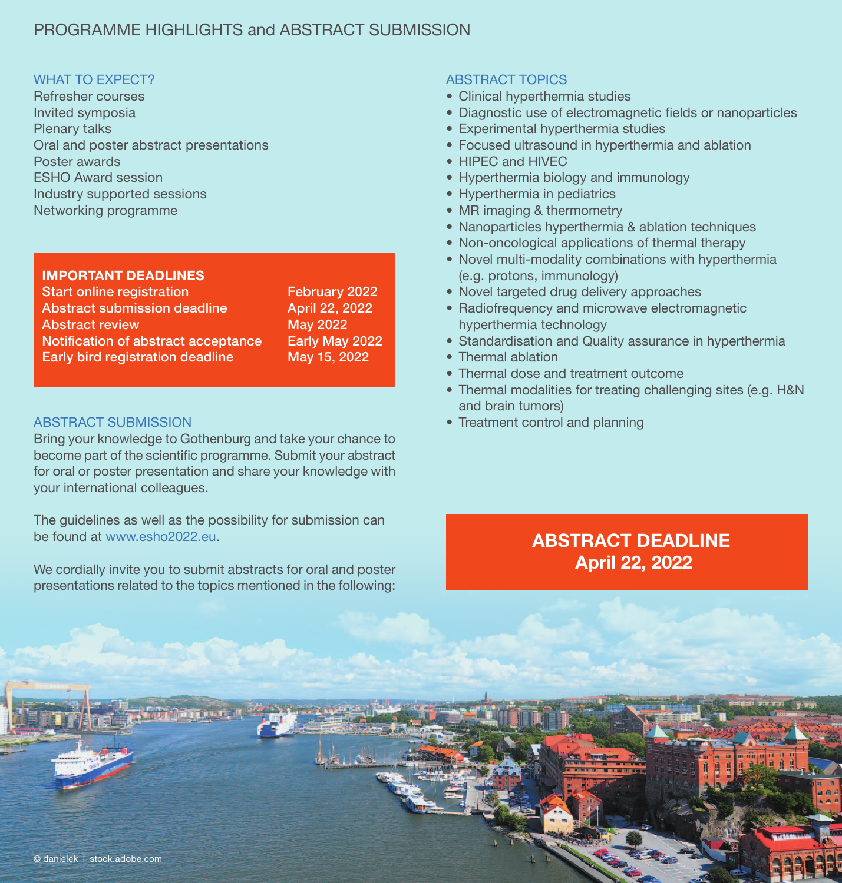# PROGRAMME HIGHLIGHTS and ABSTRACT SUBMISSION

## WHAT TO EXPECT?

Refresher courses
Invited symposia
Plenary talks
Oral and poster abstract presentations
Poster awards
ESHO Award session
Industry supported sessions
Networking programme

**IMPORTANT DEADLINES**

| | |
|---|---|
| **Start online registration** | **February 2022** |
| **Abstract submission deadline** | **April 22, 2022** |
| **Abstract review** | **May 2022** |
| **Notification of abstract acceptance** | **Early May 2022** |
| **Early bird registration deadline** | **May 15, 2022** |

## ABSTRACT SUBMISSION

Bring your knowledge to Gothenburg and take your chance to become part of the scientific programme. Submit your abstract for oral or poster presentation and share your knowledge with your international colleagues.

The guidelines as well as the possibility for submission can be found at www.esho2022.eu.

We cordially invite you to submit abstracts for oral and poster presentations related to the topics mentioned in the following:

## ABSTRACT TOPICS

- Clinical hyperthermia studies
- Diagnostic use of electromagnetic fields or nanoparticles
- Experimental hyperthermia studies
- Focused ultrasound in hyperthermia and ablation
- HIPEC and HIVEC
- Hyperthermia biology and immunology
- Hyperthermia in pediatrics
- MR imaging & thermometry
- Nanoparticles hyperthermia & ablation techniques
- Non-oncological applications of thermal therapy
- Novel multi-modality combinations with hyperthermia (e.g. protons, immunology)
- Novel targeted drug delivery approaches
- Radiofrequency and microwave electromagnetic hyperthermia technology
- Standardisation and Quality assurance in hyperthermia
- Thermal ablation
- Thermal dose and treatment outcome
- Thermal modalities for treating challenging sites (e.g. H&N and brain tumors)
- Treatment control and planning

**ABSTRACT DEADLINE**
**April 22, 2022**

© danielek I stock.adobe.com